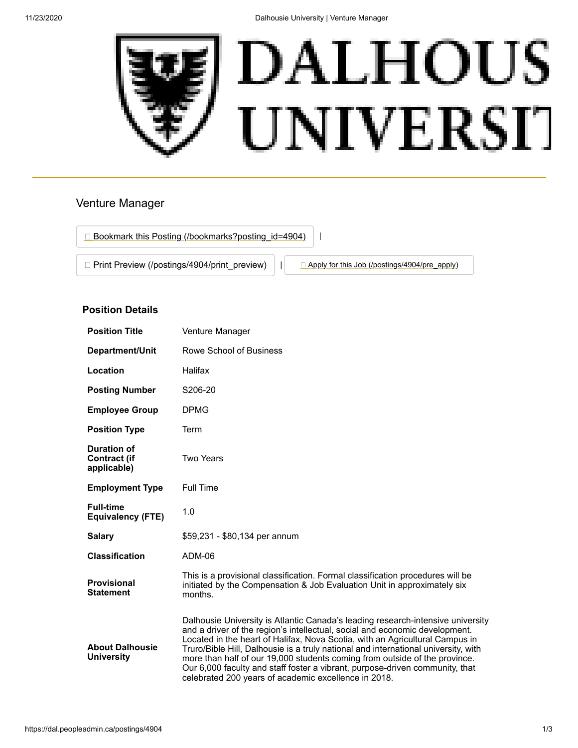# Venture Manager

Bookmark this Posting (/bookmarks?posting_id=4904) |

Print Preview (/postings/4904/print_preview) | Apply for this Job (/postings/4904/pre_apply)

## Position Details

| | |
|---|---|
| **Position Title** | Venture Manager |
| **Department/Unit** | Rowe School of Business |
| **Location** | Halifax |
| **Posting Number** | S206-20 |
| **Employee Group** | DPMG |
| **Position Type** | Term |
| **Duration of Contract (if applicable)** | Two Years |
| **Employment Type** | Full Time |
| **Full-time Equivalency (FTE)** | 1.0 |
| **Salary** | $59,231 - $80,134 per annum |
| **Classification** | ADM-06 |
| **Provisional Statement** | This is a provisional classification. Formal classification procedures will be initiated by the Compensation & Job Evaluation Unit in approximately six months. |
| **About Dalhousie University** | Dalhousie University is Atlantic Canada's leading research-intensive university and a driver of the region's intellectual, social and economic development. Located in the heart of Halifax, Nova Scotia, with an Agricultural Campus in Truro/Bible Hill, Dalhousie is a truly national and international university, with more than half of our 19,000 students coming from outside of the province. Our 6,000 faculty and staff foster a vibrant, purpose-driven community, that celebrated 200 years of academic excellence in 2018. |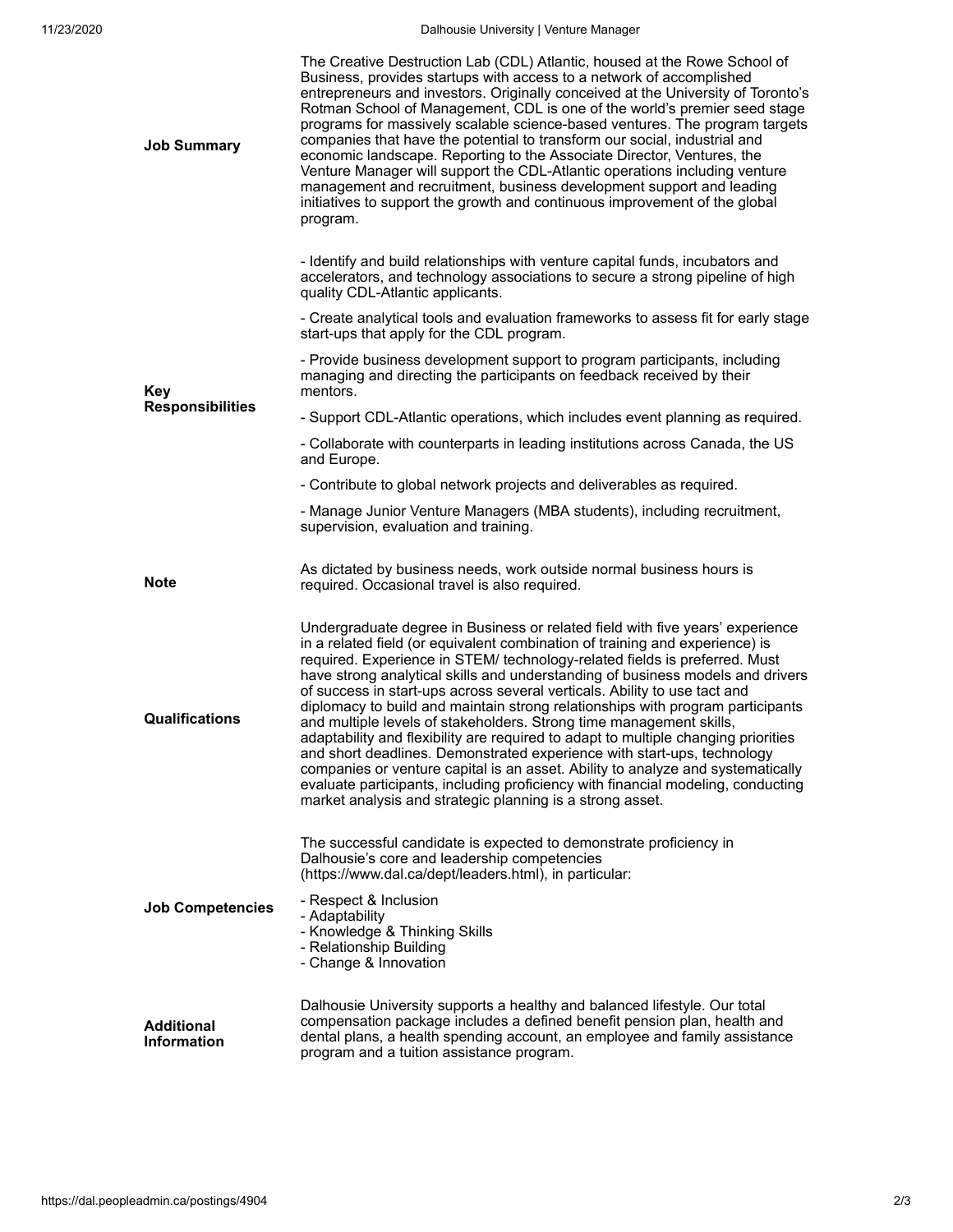| | |
|---|---|
| **Job Summary** | The Creative Destruction Lab (CDL) Atlantic, housed at the Rowe School of Business, provides startups with access to a network of accomplished entrepreneurs and investors. Originally conceived at the University of Toronto's Rotman School of Management, CDL is one of the world's premier seed stage programs for massively scalable science-based ventures. The program targets companies that have the potential to transform our social, industrial and economic landscape. Reporting to the Associate Director, Ventures, the Venture Manager will support the CDL-Atlantic operations including venture management and recruitment, business development support and leading initiatives to support the growth and continuous improvement of the global program. |
| **Key Responsibilities** | - Identify and build relationships with venture capital funds, incubators and accelerators, and technology associations to secure a strong pipeline of high quality CDL-Atlantic applicants.<br><br>- Create analytical tools and evaluation frameworks to assess fit for early stage start-ups that apply for the CDL program.<br><br>- Provide business development support to program participants, including managing and directing the participants on feedback received by their mentors.<br><br>- Support CDL-Atlantic operations, which includes event planning as required.<br><br>- Collaborate with counterparts in leading institutions across Canada, the US and Europe.<br><br>- Contribute to global network projects and deliverables as required.<br><br>- Manage Junior Venture Managers (MBA students), including recruitment, supervision, evaluation and training. |
| **Note** | As dictated by business needs, work outside normal business hours is required. Occasional travel is also required. |
| **Qualifications** | Undergraduate degree in Business or related field with five years' experience in a related field (or equivalent combination of training and experience) is required. Experience in STEM/ technology-related fields is preferred. Must have strong analytical skills and understanding of business models and drivers of success in start-ups across several verticals. Ability to use tact and diplomacy to build and maintain strong relationships with program participants and multiple levels of stakeholders. Strong time management skills, adaptability and flexibility are required to adapt to multiple changing priorities and short deadlines. Demonstrated experience with start-ups, technology companies or venture capital is an asset. Ability to analyze and systematically evaluate participants, including proficiency with financial modeling, conducting market analysis and strategic planning is a strong asset. |
| **Job Competencies** | The successful candidate is expected to demonstrate proficiency in Dalhousie's core and leadership competencies (https://www.dal.ca/dept/leaders.html), in particular:<br><br>- Respect & Inclusion<br>- Adaptability<br>- Knowledge & Thinking Skills<br>- Relationship Building<br>- Change & Innovation |
| **Additional Information** | Dalhousie University supports a healthy and balanced lifestyle. Our total compensation package includes a defined benefit pension plan, health and dental plans, a health spending account, an employee and family assistance program and a tuition assistance program. |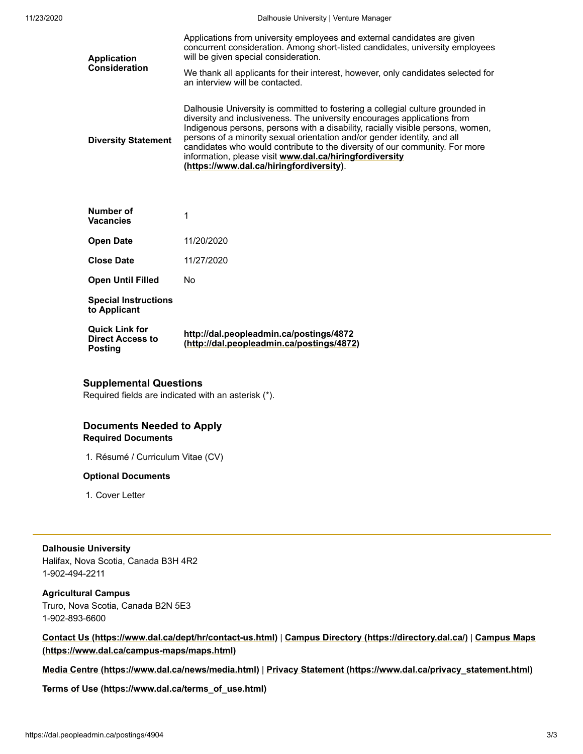| | |
|---|---|
| **Application Consideration** | Applications from university employees and external candidates are given concurrent consideration. Among short-listed candidates, university employees will be given special consideration.<br><br>We thank all applicants for their interest, however, only candidates selected for an interview will be contacted. |
| **Diversity Statement** | Dalhousie University is committed to fostering a collegial culture grounded in diversity and inclusiveness. The university encourages applications from Indigenous persons, persons with a disability, racially visible persons, women, persons of a minority sexual orientation and/or gender identity, and all candidates who would contribute to the diversity of our community. For more information, please visit **www.dal.ca/hiringfordiversity (https://www.dal.ca/hiringfordiversity)**. |

| | |
|---|---|
| **Number of Vacancies** | 1 |
| **Open Date** | 11/20/2020 |
| **Close Date** | 11/27/2020 |
| **Open Until Filled** | No |
| **Special Instructions to Applicant** | |
| **Quick Link for Direct Access to Posting** | **http://dal.peopleadmin.ca/postings/4872 (http://dal.peopleadmin.ca/postings/4872)** |

### Supplemental Questions

Required fields are indicated with an asterisk (*).

### Documents Needed to Apply

**Required Documents**

1. Résumé / Curriculum Vitae (CV)

**Optional Documents**

1. Cover Letter

---

**Dalhousie University**
Halifax, Nova Scotia, Canada B3H 4R2
1-902-494-2211

**Agricultural Campus**
Truro, Nova Scotia, Canada B2N 5E3
1-902-893-6600

**Contact Us (https://www.dal.ca/dept/hr/contact-us.html)** | **Campus Directory (https://directory.dal.ca/)** | **Campus Maps (https://www.dal.ca/campus-maps/maps.html)**

**Media Centre (https://www.dal.ca/news/media.html)** | **Privacy Statement (https://www.dal.ca/privacy_statement.html)**

**Terms of Use (https://www.dal.ca/terms_of_use.html)**